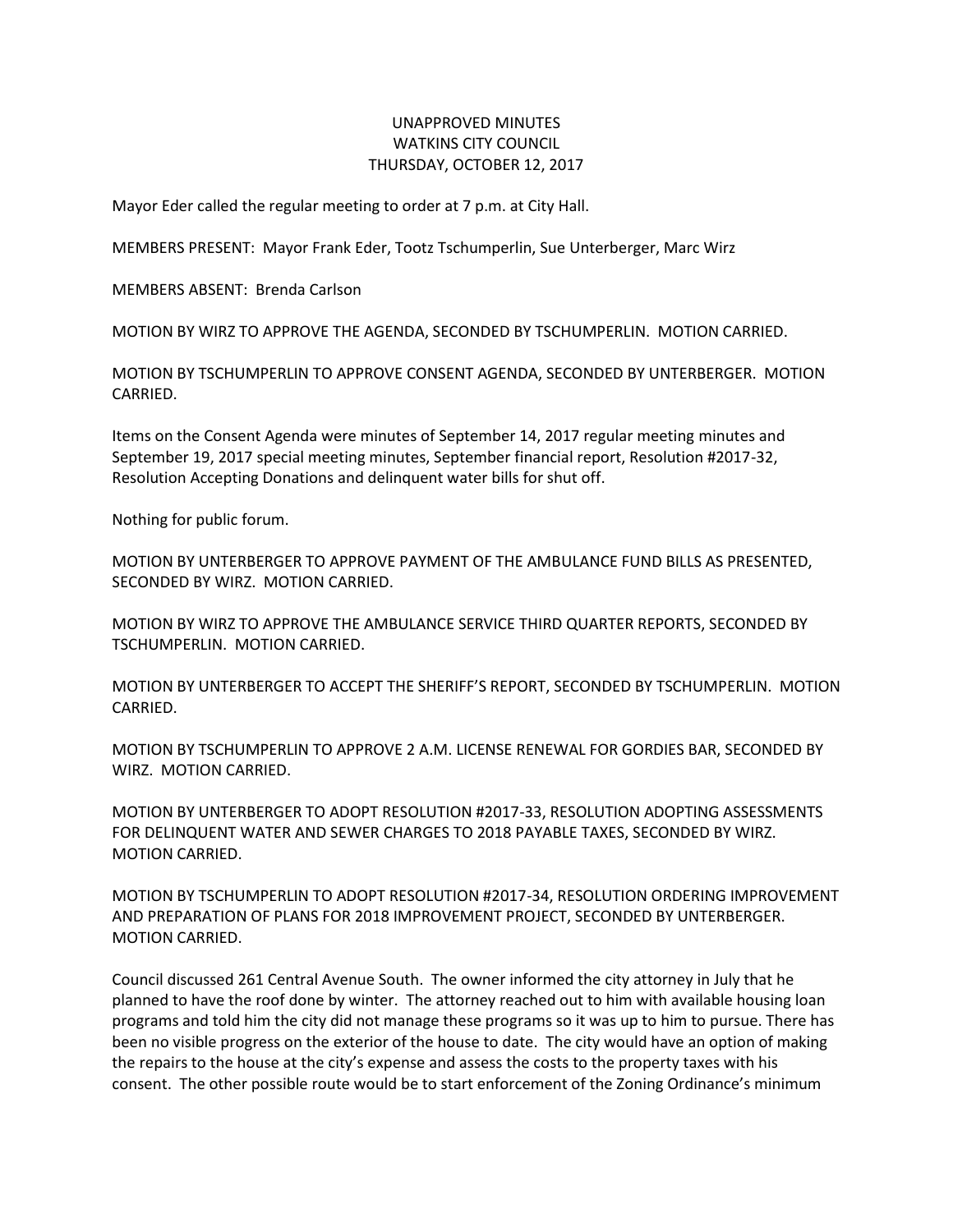# UNAPPROVED MINUTES
# WATKINS CITY COUNCIL
# THURSDAY, OCTOBER 12, 2017

Mayor Eder called the regular meeting to order at 7 p.m. at City Hall.

MEMBERS PRESENT: Mayor Frank Eder, Tootz Tschumperlin, Sue Unterberger, Marc Wirz

MEMBERS ABSENT: Brenda Carlson

MOTION BY WIRZ TO APPROVE THE AGENDA, SECONDED BY TSCHUMPERLIN. MOTION CARRIED.

MOTION BY TSCHUMPERLIN TO APPROVE CONSENT AGENDA, SECONDED BY UNTERBERGER. MOTION CARRIED.

Items on the Consent Agenda were minutes of September 14, 2017 regular meeting minutes and September 19, 2017 special meeting minutes, September financial report, Resolution #2017-32, Resolution Accepting Donations and delinquent water bills for shut off.

Nothing for public forum.

MOTION BY UNTERBERGER TO APPROVE PAYMENT OF THE AMBULANCE FUND BILLS AS PRESENTED, SECONDED BY WIRZ. MOTION CARRIED.

MOTION BY WIRZ TO APPROVE THE AMBULANCE SERVICE THIRD QUARTER REPORTS, SECONDED BY TSCHUMPERLIN. MOTION CARRIED.

MOTION BY UNTERBERGER TO ACCEPT THE SHERIFF'S REPORT, SECONDED BY TSCHUMPERLIN. MOTION CARRIED.

MOTION BY TSCHUMPERLIN TO APPROVE 2 A.M. LICENSE RENEWAL FOR GORDIES BAR, SECONDED BY WIRZ. MOTION CARRIED.

MOTION BY UNTERBERGER TO ADOPT RESOLUTION #2017-33, RESOLUTION ADOPTING ASSESSMENTS FOR DELINQUENT WATER AND SEWER CHARGES TO 2018 PAYABLE TAXES, SECONDED BY WIRZ. MOTION CARRIED.

MOTION BY TSCHUMPERLIN TO ADOPT RESOLUTION #2017-34, RESOLUTION ORDERING IMPROVEMENT AND PREPARATION OF PLANS FOR 2018 IMPROVEMENT PROJECT, SECONDED BY UNTERBERGER. MOTION CARRIED.

Council discussed 261 Central Avenue South. The owner informed the city attorney in July that he planned to have the roof done by winter. The attorney reached out to him with available housing loan programs and told him the city did not manage these programs so it was up to him to pursue. There has been no visible progress on the exterior of the house to date. The city would have an option of making the repairs to the house at the city's expense and assess the costs to the property taxes with his consent. The other possible route would be to start enforcement of the Zoning Ordinance's minimum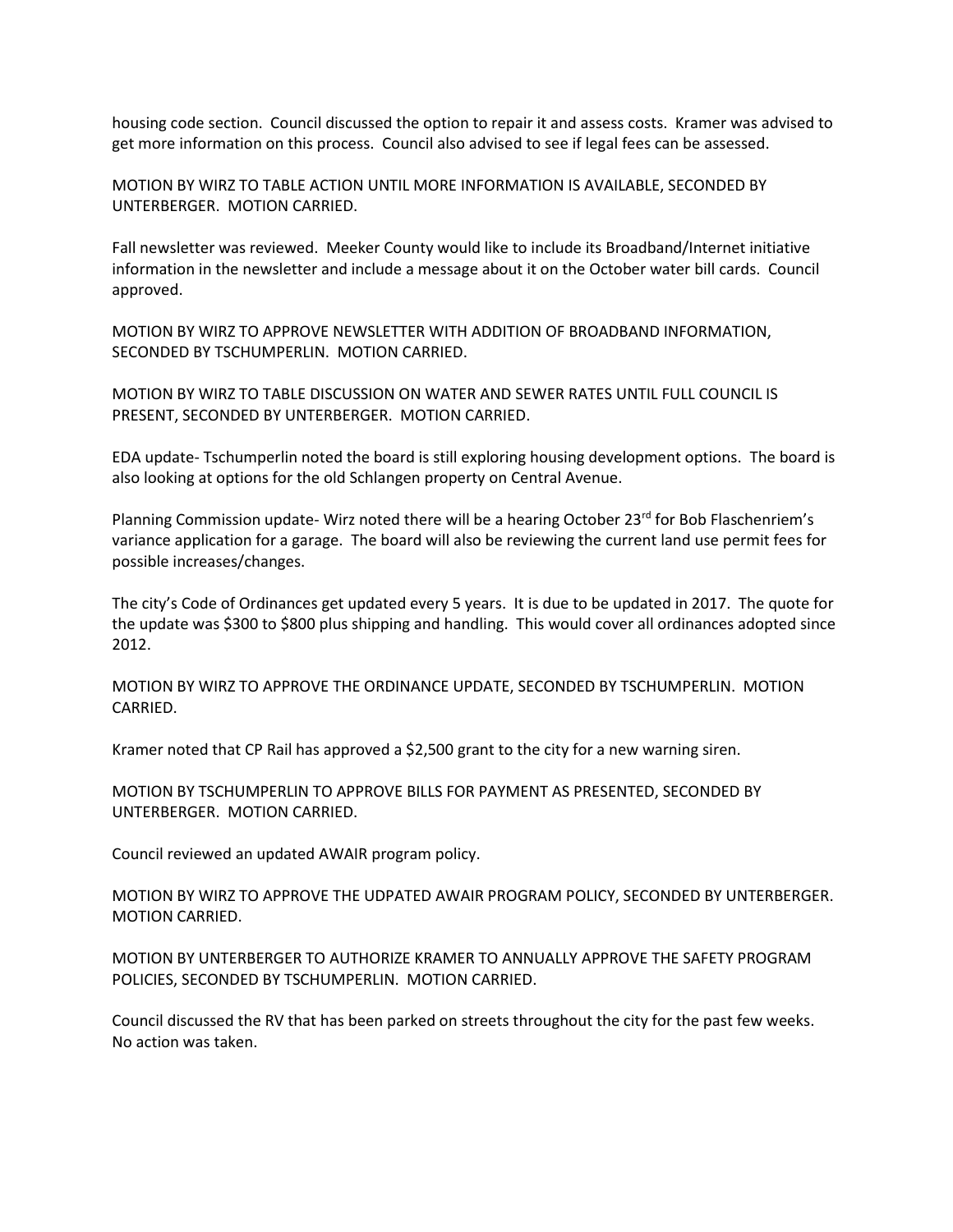housing code section. Council discussed the option to repair it and assess costs. Kramer was advised to get more information on this process. Council also advised to see if legal fees can be assessed.

MOTION BY WIRZ TO TABLE ACTION UNTIL MORE INFORMATION IS AVAILABLE, SECONDED BY UNTERBERGER. MOTION CARRIED.

Fall newsletter was reviewed. Meeker County would like to include its Broadband/Internet initiative information in the newsletter and include a message about it on the October water bill cards. Council approved.

MOTION BY WIRZ TO APPROVE NEWSLETTER WITH ADDITION OF BROADBAND INFORMATION, SECONDED BY TSCHUMPERLIN. MOTION CARRIED.

MOTION BY WIRZ TO TABLE DISCUSSION ON WATER AND SEWER RATES UNTIL FULL COUNCIL IS PRESENT, SECONDED BY UNTERBERGER. MOTION CARRIED.

EDA update- Tschumperlin noted the board is still exploring housing development options. The board is also looking at options for the old Schlangen property on Central Avenue.

Planning Commission update- Wirz noted there will be a hearing October 23rd for Bob Flaschenriem's variance application for a garage. The board will also be reviewing the current land use permit fees for possible increases/changes.

The city's Code of Ordinances get updated every 5 years. It is due to be updated in 2017. The quote for the update was $300 to $800 plus shipping and handling. This would cover all ordinances adopted since 2012.

MOTION BY WIRZ TO APPROVE THE ORDINANCE UPDATE, SECONDED BY TSCHUMPERLIN. MOTION CARRIED.

Kramer noted that CP Rail has approved a $2,500 grant to the city for a new warning siren.

MOTION BY TSCHUMPERLIN TO APPROVE BILLS FOR PAYMENT AS PRESENTED, SECONDED BY UNTERBERGER. MOTION CARRIED.

Council reviewed an updated AWAIR program policy.

MOTION BY WIRZ TO APPROVE THE UDPATED AWAIR PROGRAM POLICY, SECONDED BY UNTERBERGER. MOTION CARRIED.

MOTION BY UNTERBERGER TO AUTHORIZE KRAMER TO ANNUALLY APPROVE THE SAFETY PROGRAM POLICIES, SECONDED BY TSCHUMPERLIN. MOTION CARRIED.

Council discussed the RV that has been parked on streets throughout the city for the past few weeks. No action was taken.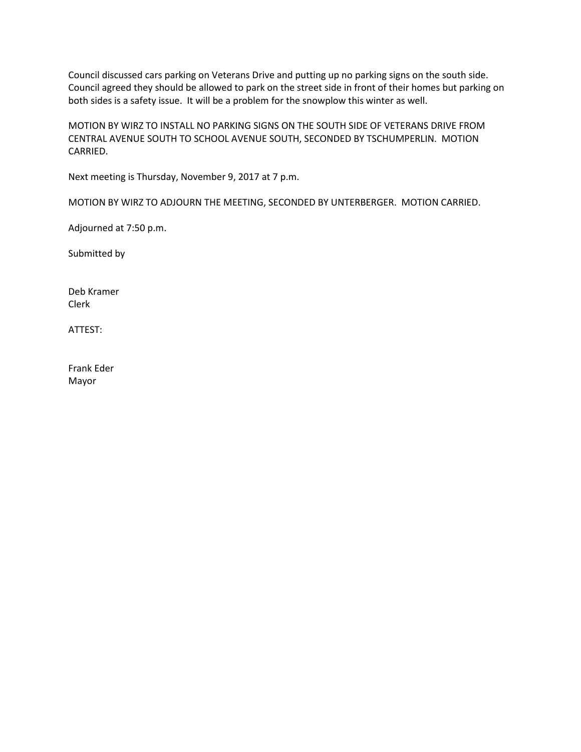Council discussed cars parking on Veterans Drive and putting up no parking signs on the south side. Council agreed they should be allowed to park on the street side in front of their homes but parking on both sides is a safety issue. It will be a problem for the snowplow this winter as well.

MOTION BY WIRZ TO INSTALL NO PARKING SIGNS ON THE SOUTH SIDE OF VETERANS DRIVE FROM CENTRAL AVENUE SOUTH TO SCHOOL AVENUE SOUTH, SECONDED BY TSCHUMPERLIN. MOTION CARRIED.

Next meeting is Thursday, November 9, 2017 at 7 p.m.

MOTION BY WIRZ TO ADJOURN THE MEETING, SECONDED BY UNTERBERGER. MOTION CARRIED.

Adjourned at 7:50 p.m.

Submitted by

Deb Kramer
Clerk

ATTEST:

Frank Eder
Mayor